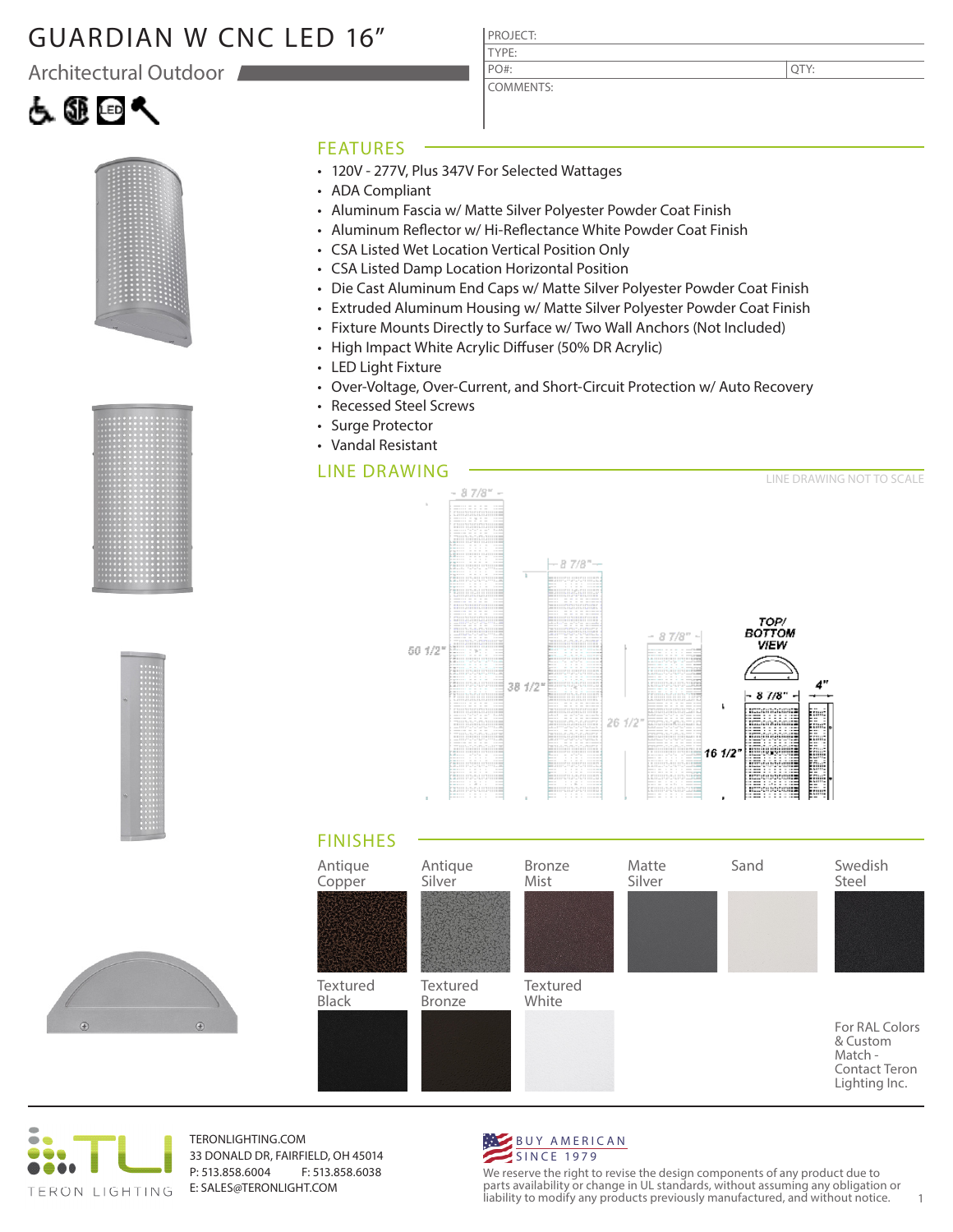# GUARDIAN W CNC LED 16"

Architectural Outdoor

| PROJECT: | |
|---|---|
| TYPE: | |
| PO#: | QTY: |
| COMMENTS: | |

## FEATURES

- 120V - 277V, Plus 347V For Selected Wattages
- ADA Compliant
- Aluminum Fascia w/ Matte Silver Polyester Powder Coat Finish
- Aluminum Reflector w/ Hi-Reflectance White Powder Coat Finish
- CSA Listed Wet Location Vertical Position Only
- CSA Listed Damp Location Horizontal Position
- Die Cast Aluminum End Caps w/ Matte Silver Polyester Powder Coat Finish
- Extruded Aluminum Housing w/ Matte Silver Polyester Powder Coat Finish
- Fixture Mounts Directly to Surface w/ Two Wall Anchors (Not Included)
- High Impact White Acrylic Diffuser (50% DR Acrylic)
- LED Light Fixture
- Over-Voltage, Over-Current, and Short-Circuit Protection w/ Auto Recovery
- Recessed Steel Screws
- Surge Protector
- Vandal Resistant

## LINE DRAWING

LINE DRAWING NOT TO SCALE

8 7/8" | 50 1/2" | 8 7/8" | 38 1/2" | 8 7/8" | 26 1/2" | TOP/ BOTTOM VIEW | 8 7/8" | 16 1/2" | 4"

## FINISHES

Antique Copper | Antique Silver | Bronze Mist | Matte Silver | Sand | Swedish Steel

Textured Black | Textured Bronze | Textured White

For RAL Colors & Custom Match - Contact Teron Lighting Inc.

TERON LIGHTING

TERONLIGHTING.COM
33 DONALD DR, FAIRFIELD, OH 45014
P: 513.858.6004 F: 513.858.6038
E: SALES@TERONLIGHT.COM

BUY AMERICAN SINCE 1979

We reserve the right to revise the design components of any product due to parts availability or change in UL standards, without assuming any obligation or liability to modify any products previously manufactured, and without notice.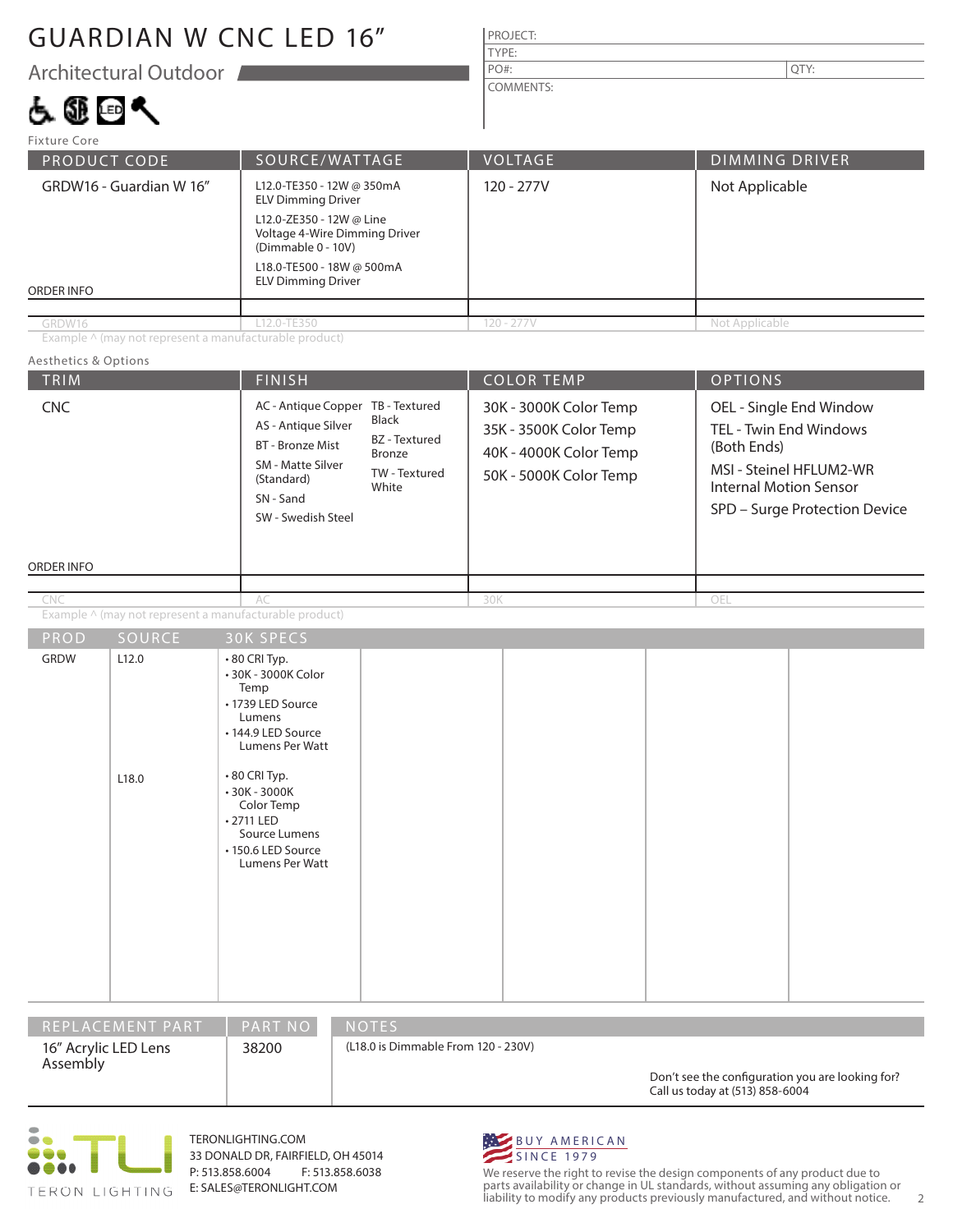# GUARDIAN W CNC LED 16”

## Architectual Outdoor

| PROJECT: | |
|---|---|
| TYPE: | |
| PO#: | QTY: |
| COMMENTS: | |

### Fixture Core

| PRODUCT CODE | SOURCE/WATTAGE | VOLTAGE | DIMMING DRIVER |
|---|---|---|---|
| GRDW16 - Guardian W 16” | L12.0-TE350 - 12W @ 350mA ELV Dimming Driver<br>L12.0-ZE350 - 12W @ Line Voltage 4-Wire Dimming Driver (Dimmable 0 - 10V)<br>L18.0-TE500 - 18W @ 500mA ELV Dimming Driver | 120 - 277V | Not Applicable |
| ORDER INFO | | | |
| GRDW16 | L12.0-TE350 | 120 - 277V | Not Applicable |

Example ^ (may not represent a manufacturable product)

### Aesthetics & Options

| TRIM | FINISH | COLOR TEMP | OPTIONS |
|---|---|---|---|
| CNC | AC - Antique Copper<br>AS - Antique Silver<br>BT - Bronze Mist<br>SM - Matte Silver (Standard)<br>SN - Sand<br>SW - Swedish Steel<br>TB - Textured Black<br>BZ - Textured Bronze<br>TW - Textured White | 30K - 3000K Color Temp<br>35K - 3500K Color Temp<br>40K - 4000K Color Temp<br>50K - 5000K Color Temp | OEL - Single End Window<br>TEL - Twin End Windows (Both Ends)<br>MSI - Steinel HFLUM2-WR Internal Motion Sensor<br>SPD – Surge Protection Device |
| ORDER INFO | | | |
| CNC | AC | 30K | OEL |

Example ^ (may not represent a manufacturable product)

| PROD | SOURCE | 30K SPECS |
|---|---|---|
| GRDW | L12.0 | • 80 CRI Typ.<br>• 30K - 3000K Color Temp<br>• 1739 LED Source Lumens<br>• 144.9 LED Source Lumens Per Watt |
| | L18.0 | • 80 CRI Typ.<br>• 30K - 3000K Color Temp<br>• 2711 LED Source Lumens<br>• 150.6 LED Source Lumens Per Watt |

| REPLACEMENT PART | PART NO | NOTES |
|---|---|---|
| 16” Acrylic LED Lens Assembly | 38200 | (L18.0 is Dimmable From 120 - 230V) |

Don’t see the configuration you are looking for? Call us today at (513) 858-6004

TERON LIGHTING
TERONLIGHTING.COM
33 DONALD DR, FAIRFIELD, OH 45014
P: 513.858.6004 F: 513.858.6038
E: SALES@TERONLIGHT.COM

BUY AMERICAN SINCE 1979

We reserve the right to revise the design components of any product due to parts availability or change in UL standards, without assuming any obligation or liability to modify any products previously manufactured, and without notice.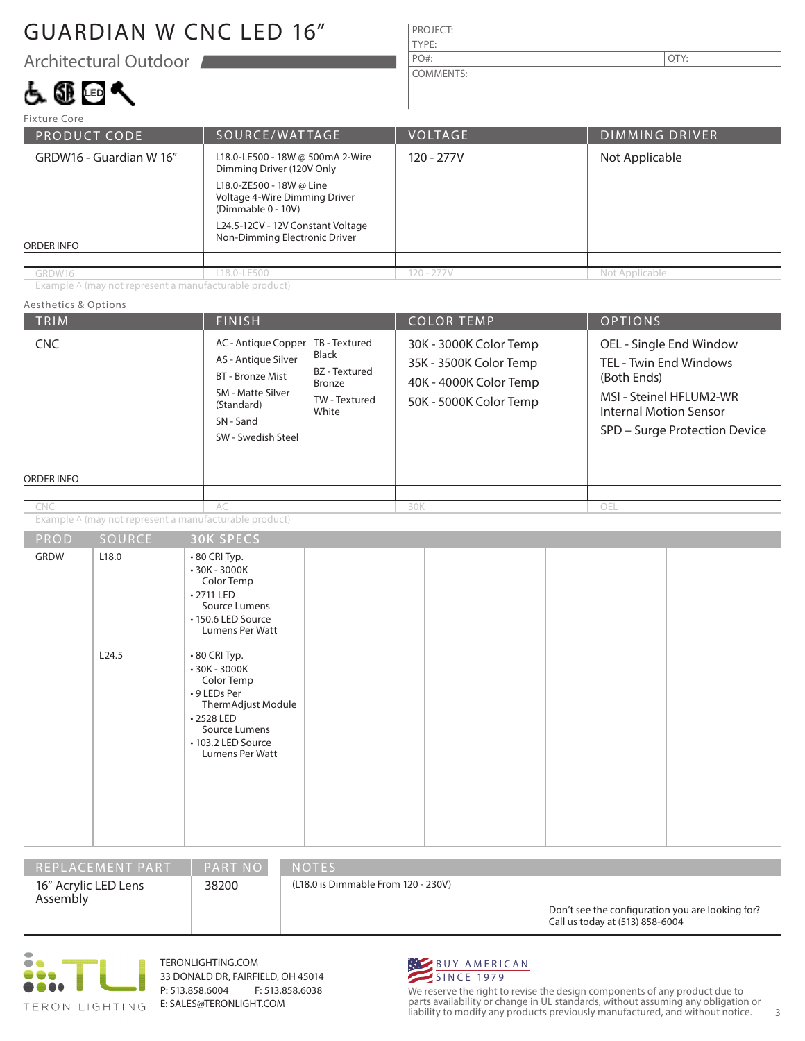# GUARDIAN W CNC LED 16"

## Architectual Outdoor

| | |
|---|---|
| PROJECT: | |
| TYPE: | |
| PO#: | QTY: |
| COMMENTS: | |

Fixture Core

| PRODUCT CODE | SOURCE/WATTAGE | VOLTAGE | DIMMING DRIVER |
|---|---|---|---|
| GRDW16 - Guardian W 16" | L18.0-LE500 - 18W @ 500mA 2-Wire Dimming Driver (120V Only<br>L18.0-ZE500 - 18W @ Line Voltage 4-Wire Dimming Driver (Dimmable 0 - 10V)<br>L24.5-12CV - 12V Constant Voltage Non-Dimming Electronic Driver | 120 - 277V | Not Applicable |
| ORDER INFO | | | |
| GRDW16 | L18.0-LE500 | 120 - 277V | Not Applicable |

Example ^ (may not represent a manufacturable product)

Aesthetics & Options

| TRIM | FINISH | COLOR TEMP | OPTIONS |
|---|---|---|---|
| CNC | AC - Antique Copper<br>AS - Antique Silver<br>BT - Bronze Mist<br>SM - Matte Silver (Standard)<br>SN - Sand<br>SW - Swedish Steel<br>TB - Textured Black<br>BZ - Textured Bronze<br>TW - Textured White | 30K - 3000K Color Temp<br>35K - 3500K Color Temp<br>40K - 4000K Color Temp<br>50K - 5000K Color Temp | OEL - Single End Window<br>TEL - Twin End Windows (Both Ends)<br>MSI - Steinel HFLUM2-WR Internal Motion Sensor<br>SPD – Surge Protection Device |
| ORDER INFO | | | |
| CNC | AC | 30K | OEL |

Example ^ (may not represent a manufacturable product)

| PROD | SOURCE | 30K SPECS |
|---|---|---|
| GRDW | L18.0 | • 80 CRI Typ.<br>• 30K - 3000K Color Temp<br>• 2711 LED Source Lumens<br>• 150.6 LED Source Lumens Per Watt |
| | L24.5 | • 80 CRI Typ.<br>• 30K - 3000K Color Temp<br>• 9 LEDs Per ThermAdjust Module<br>• 2528 LED Source Lumens<br>• 103.2 LED Source Lumens Per Watt |

| REPLACEMENT PART | PART NO | NOTES |
|---|---|---|
| 16" Acrylic LED Lens Assembly | 38200 | (L18.0 is Dimmable From 120 - 230V) |

Don't see the configuration you are looking for? Call us today at (513) 858-6004

TERON LIGHTING

TERONLIGHTING.COM
33 DONALD DR, FAIRFIELD, OH 45014
P: 513.858.6004 F: 513.858.6038
E: SALES@TERONLIGHT.COM

BUY AMERICAN SINCE 1979

We reserve the right to revise the design components of any product due to parts availability or change in UL standards, without assuming any obligation or liability to modify any products previously manufactured, and without notice.